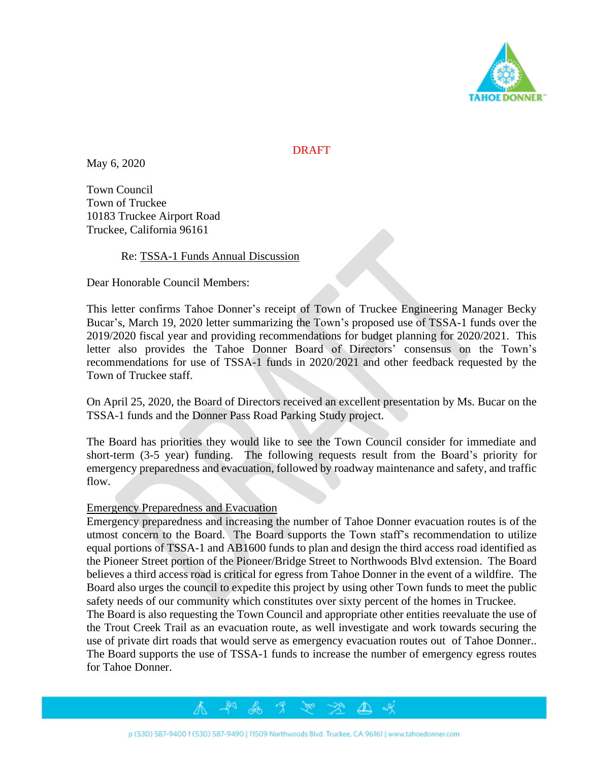DRAFT

May 6, 2020

Town Council
Town of Truckee
10183 Truckee Airport Road
Truckee, California 96161

Re: TSSA-1 Funds Annual Discussion

Dear Honorable Council Members:

This letter confirms Tahoe Donner's receipt of Town of Truckee Engineering Manager Becky Bucar's, March 19, 2020 letter summarizing the Town's proposed use of TSSA-1 funds over the 2019/2020 fiscal year and providing recommendations for budget planning for 2020/2021. This letter also provides the Tahoe Donner Board of Directors' consensus on the Town's recommendations for use of TSSA-1 funds in 2020/2021 and other feedback requested by the Town of Truckee staff.

On April 25, 2020, the Board of Directors received an excellent presentation by Ms. Bucar on the TSSA-1 funds and the Donner Pass Road Parking Study project.

The Board has priorities they would like to see the Town Council consider for immediate and short-term (3-5 year) funding. The following requests result from the Board's priority for emergency preparedness and evacuation, followed by roadway maintenance and safety, and traffic flow.

Emergency Preparedness and Evacuation

Emergency preparedness and increasing the number of Tahoe Donner evacuation routes is of the utmost concern to the Board. The Board supports the Town staff's recommendation to utilize equal portions of TSSA-1 and AB1600 funds to plan and design the third access road identified as the Pioneer Street portion of the Pioneer/Bridge Street to Northwoods Blvd extension. The Board believes a third access road is critical for egress from Tahoe Donner in the event of a wildfire. The Board also urges the council to expedite this project by using other Town funds to meet the public safety needs of our community which constitutes over sixty percent of the homes in Truckee.
The Board is also requesting the Town Council and appropriate other entities reevaluate the use of the Trout Creek Trail as an evacuation route, as well investigate and work towards securing the use of private dirt roads that would serve as emergency evacuation routes out of Tahoe Donner.. The Board supports the use of TSSA-1 funds to increase the number of emergency egress routes for Tahoe Donner.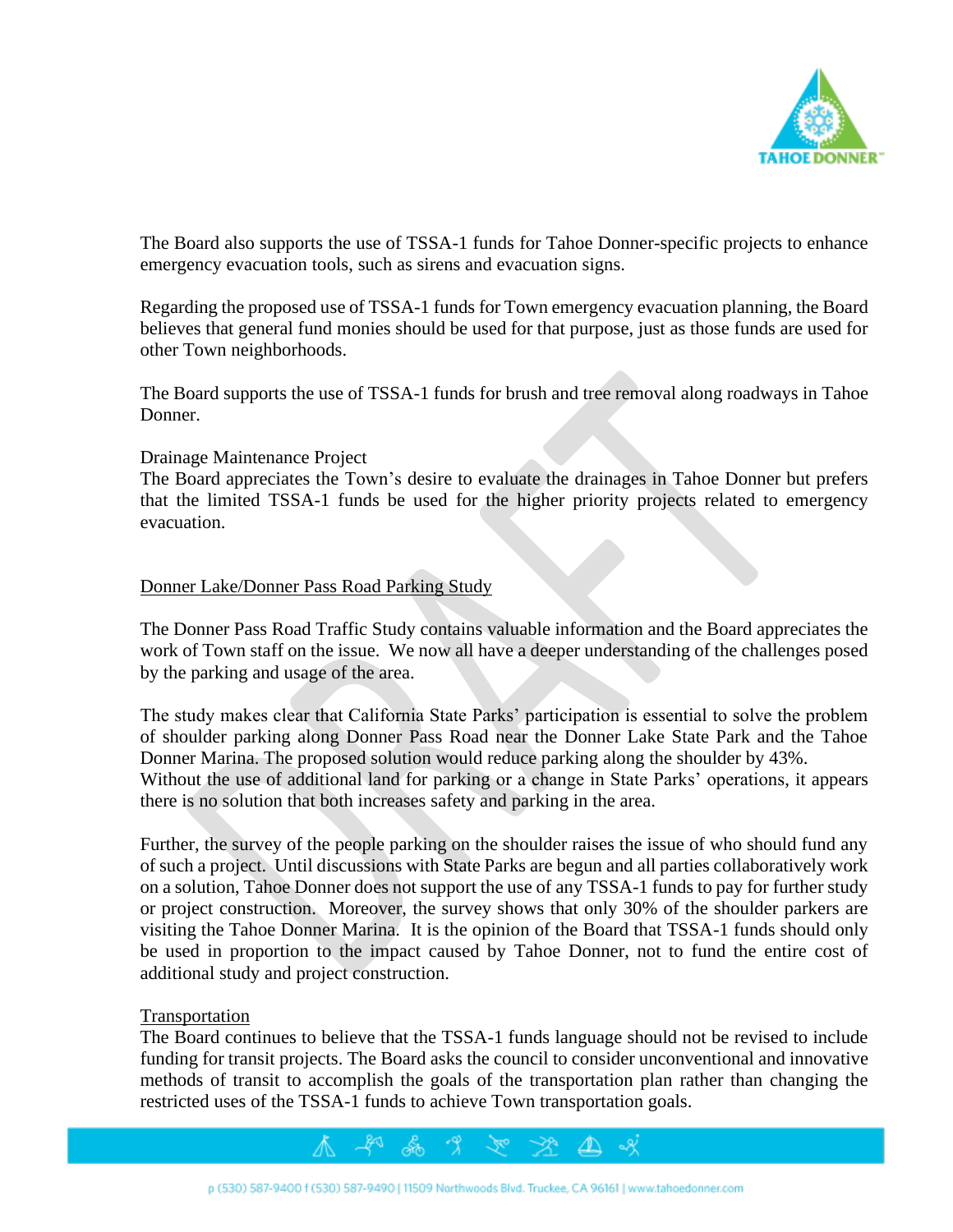The Board also supports the use of TSSA-1 funds for Tahoe Donner-specific projects to enhance emergency evacuation tools, such as sirens and evacuation signs.

Regarding the proposed use of TSSA-1 funds for Town emergency evacuation planning, the Board believes that general fund monies should be used for that purpose, just as those funds are used for other Town neighborhoods.

The Board supports the use of TSSA-1 funds for brush and tree removal along roadways in Tahoe Donner.

Drainage Maintenance Project

The Board appreciates the Town's desire to evaluate the drainages in Tahoe Donner but prefers that the limited TSSA-1 funds be used for the higher priority projects related to emergency evacuation.

## Donner Lake/Donner Pass Road Parking Study

The Donner Pass Road Traffic Study contains valuable information and the Board appreciates the work of Town staff on the issue. We now all have a deeper understanding of the challenges posed by the parking and usage of the area.

The study makes clear that California State Parks' participation is essential to solve the problem of shoulder parking along Donner Pass Road near the Donner Lake State Park and the Tahoe Donner Marina. The proposed solution would reduce parking along the shoulder by 43%. Without the use of additional land for parking or a change in State Parks' operations, it appears there is no solution that both increases safety and parking in the area.

Further, the survey of the people parking on the shoulder raises the issue of who should fund any of such a project. Until discussions with State Parks are begun and all parties collaboratively work on a solution, Tahoe Donner does not support the use of any TSSA-1 funds to pay for further study or project construction. Moreover, the survey shows that only 30% of the shoulder parkers are visiting the Tahoe Donner Marina. It is the opinion of the Board that TSSA-1 funds should only be used in proportion to the impact caused by Tahoe Donner, not to fund the entire cost of additional study and project construction.

## Transportation

The Board continues to believe that the TSSA-1 funds language should not be revised to include funding for transit projects. The Board asks the council to consider unconventional and innovative methods of transit to accomplish the goals of the transportation plan rather than changing the restricted uses of the TSSA-1 funds to achieve Town transportation goals.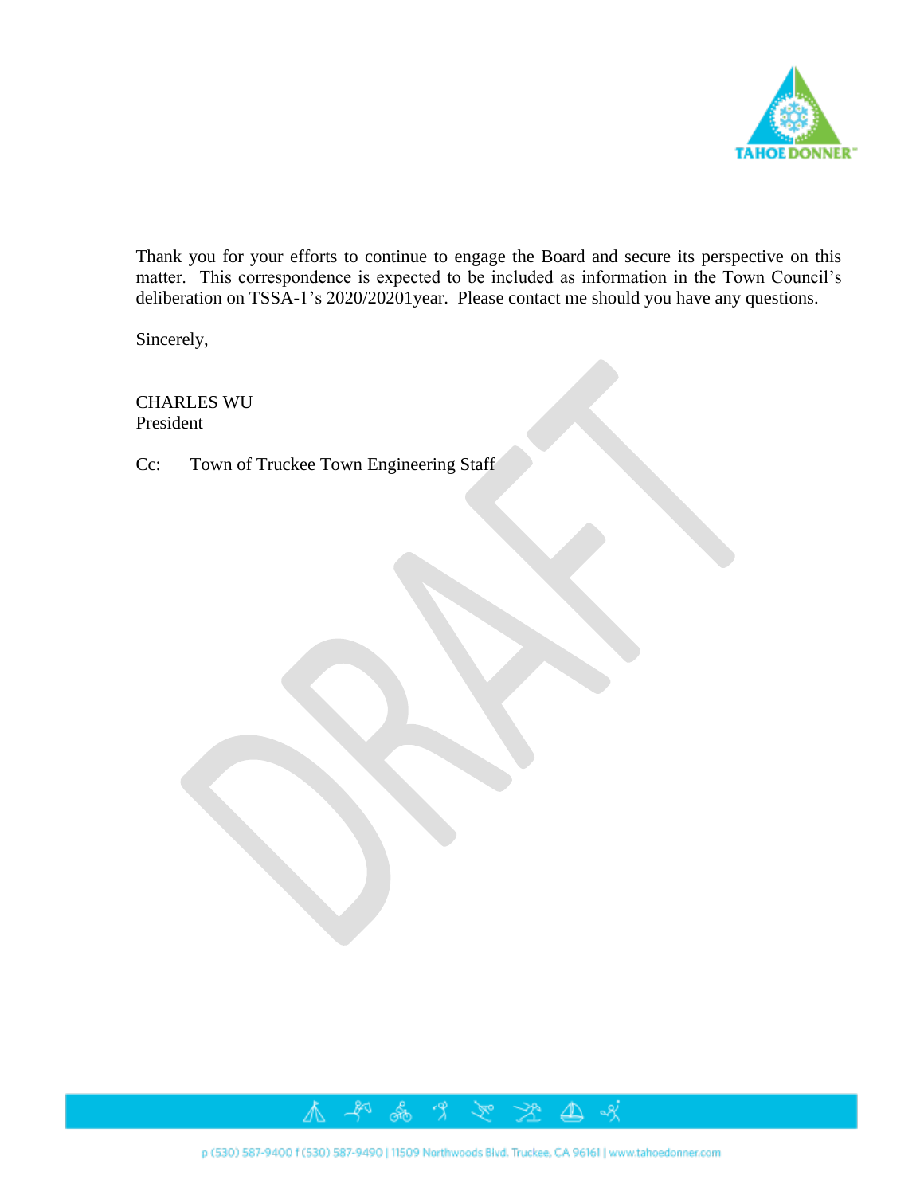Thank you for your efforts to continue to engage the Board and secure its perspective on this matter. This correspondence is expected to be included as information in the Town Council's deliberation on TSSA-1's 2020/20201year. Please contact me should you have any questions.

Sincerely,

CHARLES WU
President

Cc: Town of Truckee Town Engineering Staff